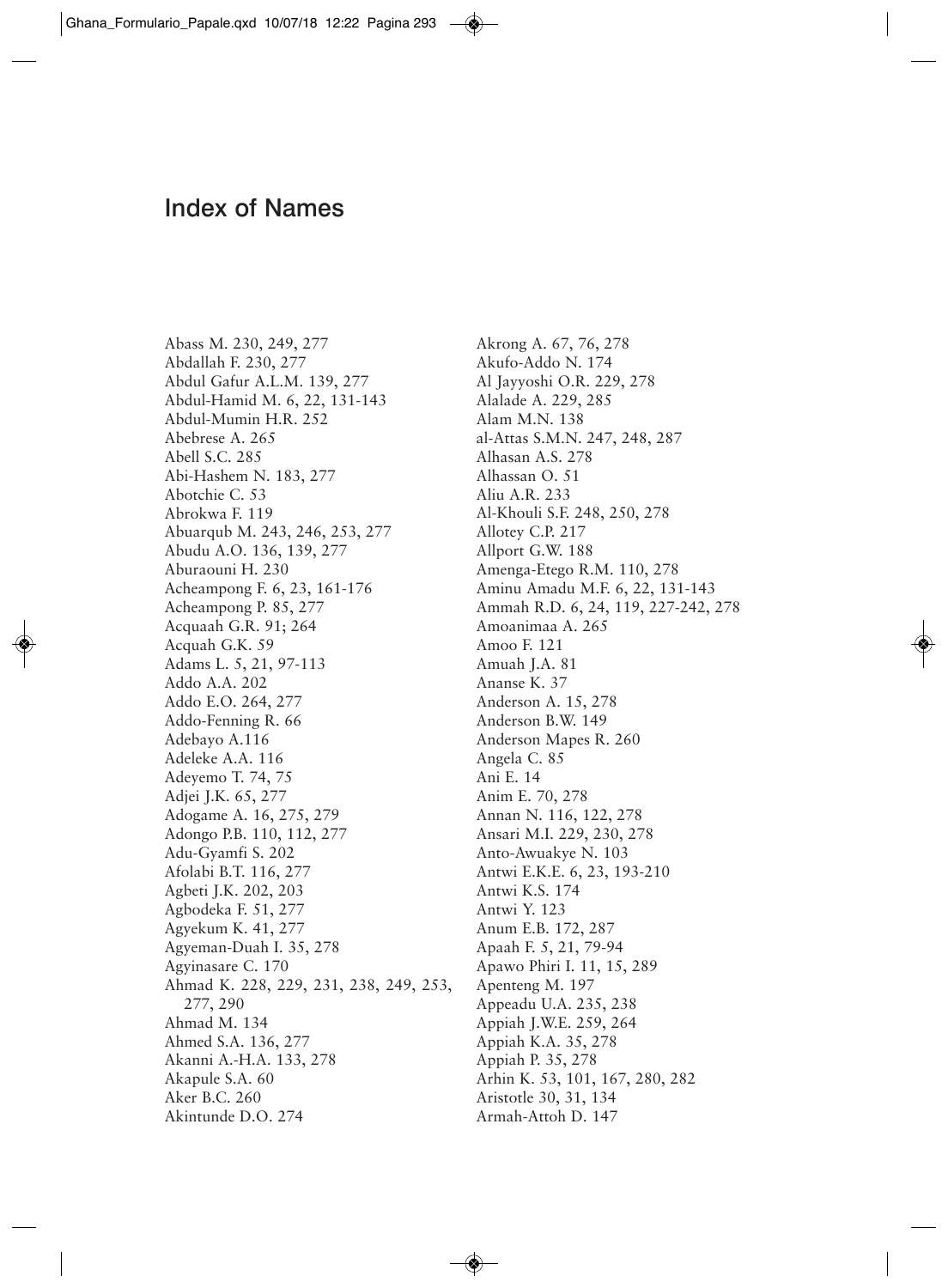# Index of Names

Abass M. 230, 249, 277
Abdallah F. 230, 277
Abdul Gafur A.L.M. 139, 277
Abdul-Hamid M. 6, 22, 131-143
Abdul-Mumin H.R. 252
Abebrese A. 265
Abell S.C. 285
Abi-Hashem N. 183, 277
Abotchie C. 53
Abrokwa F. 119
Abuarqub M. 243, 246, 253, 277
Abudu A.O. 136, 139, 277
Aburaouni H. 230
Acheampong F. 6, 23, 161-176
Acheampong P. 85, 277
Acquaah G.R. 91; 264
Acquah G.K. 59
Adams L. 5, 21, 97-113
Addo A.A. 202
Addo E.O. 264, 277
Addo-Fenning R. 66
Adebayo A.116
Adeleke A.A. 116
Adeyemo T. 74, 75
Adjei J.K. 65, 277
Adogame A. 16, 275, 279
Adongo P.B. 110, 112, 277
Adu-Gyamfi S. 202
Afolabi B.T. 116, 277
Agbeti J.K. 202, 203
Agbodeka F. 51, 277
Agyekum K. 41, 277
Agyeman-Duah I. 35, 278
Agyinasare C. 170
Ahmad K. 228, 229, 231, 238, 249, 253, 277, 290
Ahmad M. 134
Ahmed S.A. 136, 277
Akanni A.-H.A. 133, 278
Akapule S.A. 60
Aker B.C. 260
Akintunde D.O. 274
Akrong A. 67, 76, 278
Akufo-Addo N. 174
Al Jayyoshi O.R. 229, 278
Alalade A. 229, 285
Alam M.N. 138
al-Attas S.M.N. 247, 248, 287
Alhasan A.S. 278
Alhassan O. 51
Aliu A.R. 233
Al-Khouli S.F. 248, 250, 278
Allotey C.P. 217
Allport G.W. 188
Amenga-Etego R.M. 110, 278
Aminu Amadu M.F. 6, 22, 131-143
Ammah R.D. 6, 24, 119, 227-242, 278
Amoanimaa A. 265
Amoo F. 121
Amuah J.A. 81
Ananse K. 37
Anderson A. 15, 278
Anderson B.W. 149
Anderson Mapes R. 260
Angela C. 85
Ani E. 14
Anim E. 70, 278
Annan N. 116, 122, 278
Ansari M.I. 229, 230, 278
Anto-Awuakye N. 103
Antwi E.K.E. 6, 23, 193-210
Antwi K.S. 174
Antwi Y. 123
Anum E.B. 172, 287
Apaah F. 5, 21, 79-94
Apawo Phiri I. 11, 15, 289
Apenteng M. 197
Appeadu U.A. 235, 238
Appiah J.W.E. 259, 264
Appiah K.A. 35, 278
Appiah P. 35, 278
Arhin K. 53, 101, 167, 280, 282
Aristotle 30, 31, 134
Armah-Attoh D. 147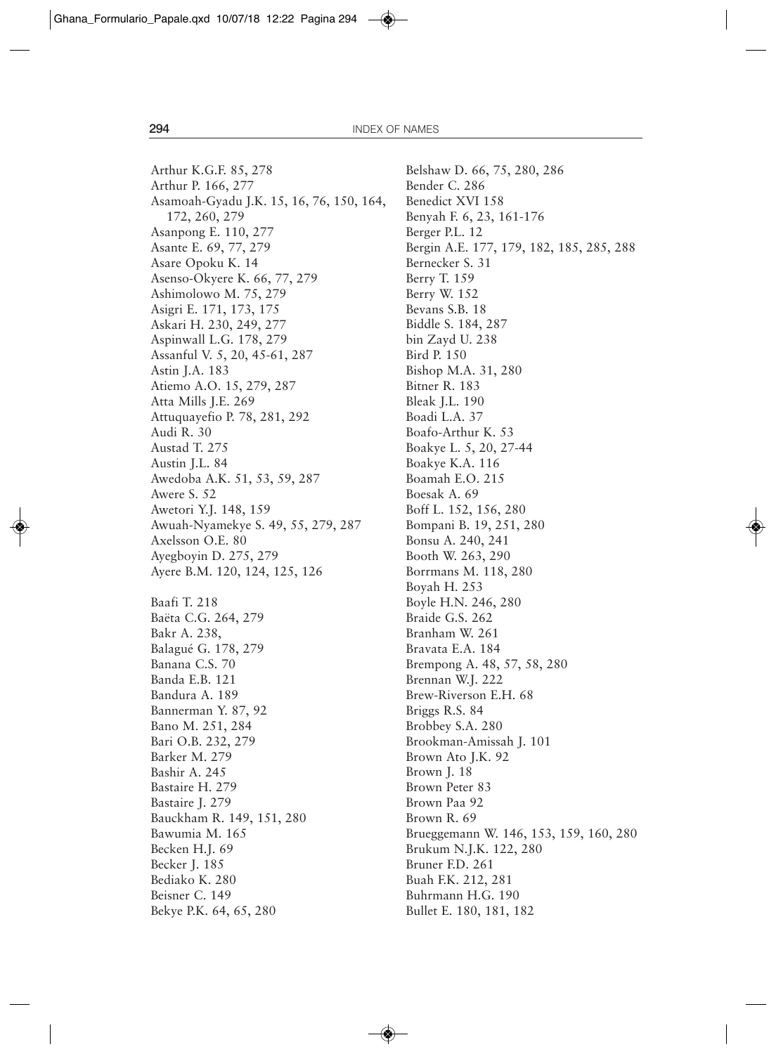Arthur K.G.F. 85, 278
Arthur P. 166, 277
Asamoah-Gyadu J.K. 15, 16, 76, 150, 164, 172, 260, 279
Asanpong E. 110, 277
Asante E. 69, 77, 279
Asare Opoku K. 14
Asenso-Okyere K. 66, 77, 279
Ashimolowo M. 75, 279
Asigri E. 171, 173, 175
Askari H. 230, 249, 277
Aspinwall L.G. 178, 279
Assanful V. 5, 20, 45-61, 287
Astin J.A. 183
Atiemo A.O. 15, 279, 287
Atta Mills J.E. 269
Attuquayefio P. 78, 281, 292
Audi R. 30
Austad T. 275
Austin J.L. 84
Awedoba A.K. 51, 53, 59, 287
Awere S. 52
Awetori Y.J. 148, 159
Awuah-Nyamekye S. 49, 55, 279, 287
Axelsson O.E. 80
Ayegboyin D. 275, 279
Ayere B.M. 120, 124, 125, 126

Baafi T. 218
Baëta C.G. 264, 279
Bakr A. 238,
Balagué G. 178, 279
Banana C.S. 70
Banda E.B. 121
Bandura A. 189
Bannerman Y. 87, 92
Bano M. 251, 284
Bari O.B. 232, 279
Barker M. 279
Bashir A. 245
Bastaire H. 279
Bastaire J. 279
Bauckham R. 149, 151, 280
Bawumia M. 165
Becken H.J. 69
Becker J. 185
Bediako K. 280
Beisner C. 149
Bekye P.K. 64, 65, 280
Belshaw D. 66, 75, 280, 286
Bender C. 286
Benedict XVI 158
Benyah F. 6, 23, 161-176
Berger P.L. 12
Bergin A.E. 177, 179, 182, 185, 285, 288
Bernecker S. 31
Berry T. 159
Berry W. 152
Bevans S.B. 18
Biddle S. 184, 287
bin Zayd U. 238
Bird P. 150
Bishop M.A. 31, 280
Bitner R. 183
Bleak J.L. 190
Boadi L.A. 37
Boafo-Arthur K. 53
Boakye L. 5, 20, 27-44
Boakye K.A. 116
Boamah E.O. 215
Boesak A. 69
Boff L. 152, 156, 280
Bompani B. 19, 251, 280
Bonsu A. 240, 241
Booth W. 263, 290
Borrmans M. 118, 280
Boyah H. 253
Boyle H.N. 246, 280
Braide G.S. 262
Branham W. 261
Bravata E.A. 184
Brempong A. 48, 57, 58, 280
Brennan W.J. 222
Brew-Riverson E.H. 68
Briggs R.S. 84
Brobbey S.A. 280
Brookman-Amissah J. 101
Brown Ato J.K. 92
Brown J. 18
Brown Peter 83
Brown Paa 92
Brown R. 69
Brueggemann W. 146, 153, 159, 160, 280
Brukum N.J.K. 122, 280
Bruner F.D. 261
Buah F.K. 212, 281
Buhrmann H.G. 190
Bullet E. 180, 181, 182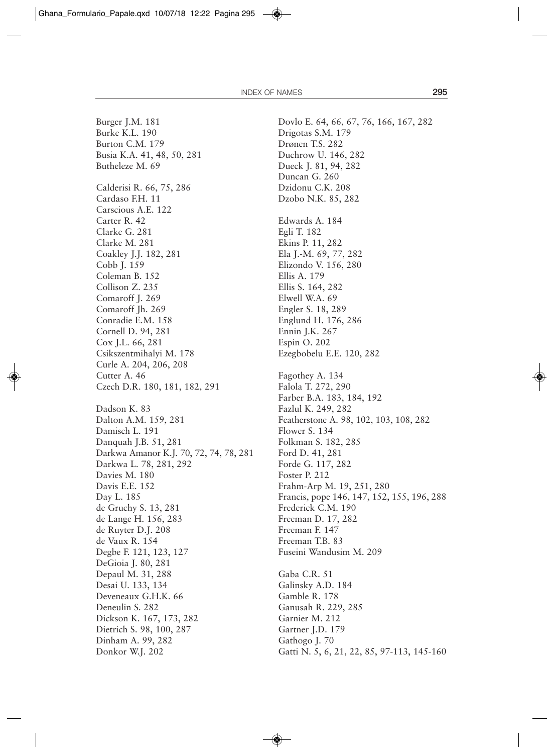Burger J.M. 181
Burke K.L. 190
Burton C.M. 179
Busia K.A. 41, 48, 50, 281
Butheleze M. 69

Calderisi R. 66, 75, 286
Cardaso F.H. 11
Carscious A.E. 122
Carter R. 42
Clarke G. 281
Clarke M. 281
Coakley J.J. 182, 281
Cobb J. 159
Coleman B. 152
Collison Z. 235
Comaroff J. 269
Comaroff Jh. 269
Conradie E.M. 158
Cornell D. 94, 281
Cox J.L. 66, 281
Csikszentmihalyi M. 178
Curle A. 204, 206, 208
Cutter A. 46
Czech D.R. 180, 181, 182, 291

Dadson K. 83
Dalton A.M. 159, 281
Damisch L. 191
Danquah J.B. 51, 281
Darkwa Amanor K.J. 70, 72, 74, 78, 281
Darkwa L. 78, 281, 292
Davies M. 180
Davis E.E. 152
Day L. 185
de Gruchy S. 13, 281
de Lange H. 156, 283
de Ruyter D.J. 208
de Vaux R. 154
Degbe F. 121, 123, 127
DeGioia J. 80, 281
Depaul M. 31, 288
Desai U. 133, 134
Deveneaux G.H.K. 66
Deneulin S. 282
Dickson K. 167, 173, 282
Dietrich S. 98, 100, 287
Dinham A. 99, 282
Donkor W.J. 202

Dovlo E. 64, 66, 67, 76, 166, 167, 282
Drigotas S.M. 179
Drønen T.S. 282
Duchrow U. 146, 282
Dueck J. 81, 94, 282
Duncan G. 260
Dzidonu C.K. 208
Dzobo N.K. 85, 282

Edwards A. 184
Egli T. 182
Ekins P. 11, 282
Ela J.-M. 69, 77, 282
Elizondo V. 156, 280
Ellis A. 179
Ellis S. 164, 282
Elwell W.A. 69
Engler S. 18, 289
Englund H. 176, 286
Ennin J.K. 267
Espin O. 202
Ezegbobelu E.E. 120, 282

Fagothey A. 134
Falola T. 272, 290
Farber B.A. 183, 184, 192
Fazlul K. 249, 282
Featherstone A. 98, 102, 103, 108, 282
Flower S. 134
Folkman S. 182, 285
Ford D. 41, 281
Forde G. 117, 282
Foster P. 212
Frahm-Arp M. 19, 251, 280
Francis, pope 146, 147, 152, 155, 196, 288
Frederick C.M. 190
Freeman D. 17, 282
Freeman F. 147
Freeman T.B. 83
Fuseini Wandusim M. 209

Gaba C.R. 51
Galinsky A.D. 184
Gamble R. 178
Ganusah R. 229, 285
Garnier M. 212
Gartner J.D. 179
Gathogo J. 70
Gatti N. 5, 6, 21, 22, 85, 97-113, 145-160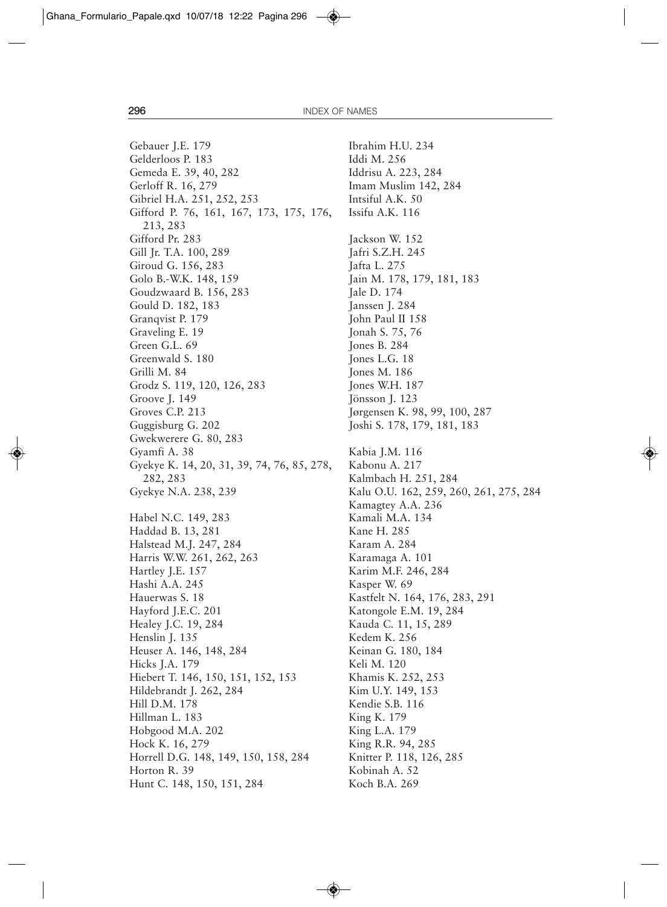Gebauer J.E. 179
Gelderloos P. 183
Gemeda E. 39, 40, 282
Gerloff R. 16, 279
Gibriel H.A. 251, 252, 253
Gifford P. 76, 161, 167, 173, 175, 176, 213, 283
Gifford Pr. 283
Gill Jr. T.A. 100, 289
Giroud G. 156, 283
Golo B.-W.K. 148, 159
Goudzwaard B. 156, 283
Gould D. 182, 183
Granqvist P. 179
Graveling E. 19
Green G.L. 69
Greenwald S. 180
Grilli M. 84
Grodz S. 119, 120, 126, 283
Groove J. 149
Groves C.P. 213
Guggisburg G. 202
Gwekwerere G. 80, 283
Gyamfi A. 38
Gyekye K. 14, 20, 31, 39, 74, 76, 85, 278, 282, 283
Gyekye N.A. 238, 239

Habel N.C. 149, 283
Haddad B. 13, 281
Halstead M.J. 247, 284
Harris W.W. 261, 262, 263
Hartley J.E. 157
Hashi A.A. 245
Hauerwas S. 18
Hayford J.E.C. 201
Healey J.C. 19, 284
Henslin J. 135
Heuser A. 146, 148, 284
Hicks J.A. 179
Hiebert T. 146, 150, 151, 152, 153
Hildebrandt J. 262, 284
Hill D.M. 178
Hillman L. 183
Hobgood M.A. 202
Hock K. 16, 279
Horrell D.G. 148, 149, 150, 158, 284
Horton R. 39
Hunt C. 148, 150, 151, 284

Ibrahim H.U. 234
Iddi M. 256
Iddrisu A. 223, 284
Imam Muslim 142, 284
Intsiful A.K. 50
Issifu A.K. 116

Jackson W. 152
Jafri S.Z.H. 245
Jafta L. 275
Jain M. 178, 179, 181, 183
Jale D. 174
Janssen J. 284
John Paul II 158
Jonah S. 75, 76
Jones B. 284
Jones L.G. 18
Jones M. 186
Jones W.H. 187
Jönsson J. 123
Jørgensen K. 98, 99, 100, 287
Joshi S. 178, 179, 181, 183

Kabia J.M. 116
Kabonu A. 217
Kalmbach H. 251, 284
Kalu O.U. 162, 259, 260, 261, 275, 284
Kamagtey A.A. 236
Kamali M.A. 134
Kane H. 285
Karam A. 284
Karamaga A. 101
Karim M.F. 246, 284
Kasper W. 69
Kastfelt N. 164, 176, 283, 291
Katongole E.M. 19, 284
Kauda C. 11, 15, 289
Kedem K. 256
Keinan G. 180, 184
Keli M. 120
Khamis K. 252, 253
Kim U.Y. 149, 153
Kendie S.B. 116
King K. 179
King L.A. 179
King R.R. 94, 285
Knitter P. 118, 126, 285
Kobinah A. 52
Koch B.A. 269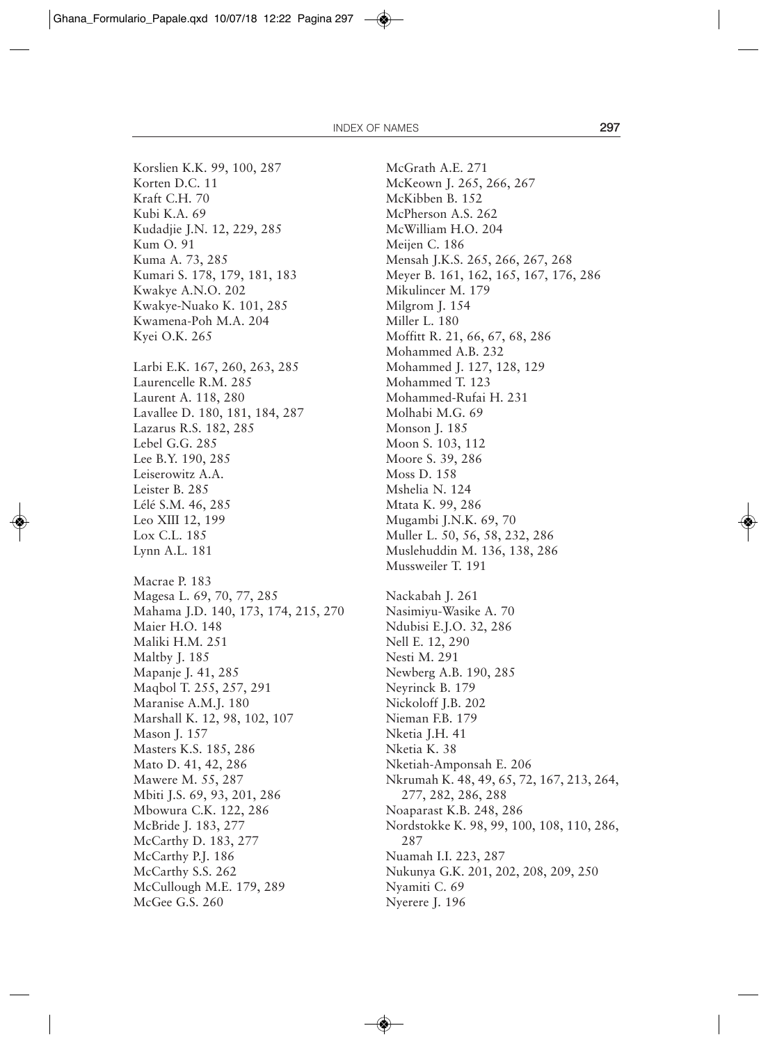Korslien K.K. 99, 100, 287
Korten D.C. 11
Kraft C.H. 70
Kubi K.A. 69
Kudadjie J.N. 12, 229, 285
Kum O. 91
Kuma A. 73, 285
Kumari S. 178, 179, 181, 183
Kwakye A.N.O. 202
Kwakye-Nuako K. 101, 285
Kwamena-Poh M.A. 204
Kyei O.K. 265

Larbi E.K. 167, 260, 263, 285
Laurencelle R.M. 285
Laurent A. 118, 280
Lavallee D. 180, 181, 184, 287
Lazarus R.S. 182, 285
Lebel G.G. 285
Lee B.Y. 190, 285
Leiserowitz A.A.
Leister B. 285
Lélé S.M. 46, 285
Leo XIII 12, 199
Lox C.L. 185
Lynn A.L. 181

Macrae P. 183
Magesa L. 69, 70, 77, 285
Mahama J.D. 140, 173, 174, 215, 270
Maier H.O. 148
Maliki H.M. 251
Maltby J. 185
Mapanje J. 41, 285
Maqbol T. 255, 257, 291
Maranise A.M.J. 180
Marshall K. 12, 98, 102, 107
Mason J. 157
Masters K.S. 185, 286
Mato D. 41, 42, 286
Mawere M. 55, 287
Mbiti J.S. 69, 93, 201, 286
Mbowura C.K. 122, 286
McBride J. 183, 277
McCarthy D. 183, 277
McCarthy P.J. 186
McCarthy S.S. 262
McCullough M.E. 179, 289
McGee G.S. 260
McGrath A.E. 271
McKeown J. 265, 266, 267
McKibben B. 152
McPherson A.S. 262
McWilliam H.O. 204
Meijen C. 186
Mensah J.K.S. 265, 266, 267, 268
Meyer B. 161, 162, 165, 167, 176, 286
Mikulincer M. 179
Milgrom J. 154
Miller L. 180
Moffitt R. 21, 66, 67, 68, 286
Mohammed A.B. 232
Mohammed J. 127, 128, 129
Mohammed T. 123
Mohammed-Rufai H. 231
Molhabi M.G. 69
Monson J. 185
Moon S. 103, 112
Moore S. 39, 286
Moss D. 158
Mshelia N. 124
Mtata K. 99, 286
Mugambi J.N.K. 69, 70
Muller L. 50, 56, 58, 232, 286
Muslehuddin M. 136, 138, 286
Mussweiler T. 191

Nackabah J. 261
Nasimiyu-Wasike A. 70
Ndubisi E.J.O. 32, 286
Nell E. 12, 290
Nesti M. 291
Newberg A.B. 190, 285
Neyrinck B. 179
Nickoloff J.B. 202
Nieman F.B. 179
Nketia J.H. 41
Nketia K. 38
Nketiah-Amponsah E. 206
Nkrumah K. 48, 49, 65, 72, 167, 213, 264, 277, 282, 286, 288
Noaparast K.B. 248, 286
Nordstokke K. 98, 99, 100, 108, 110, 286, 287
Nuamah I.I. 223, 287
Nukunya G.K. 201, 202, 208, 209, 250
Nyamiti C. 69
Nyerere J. 196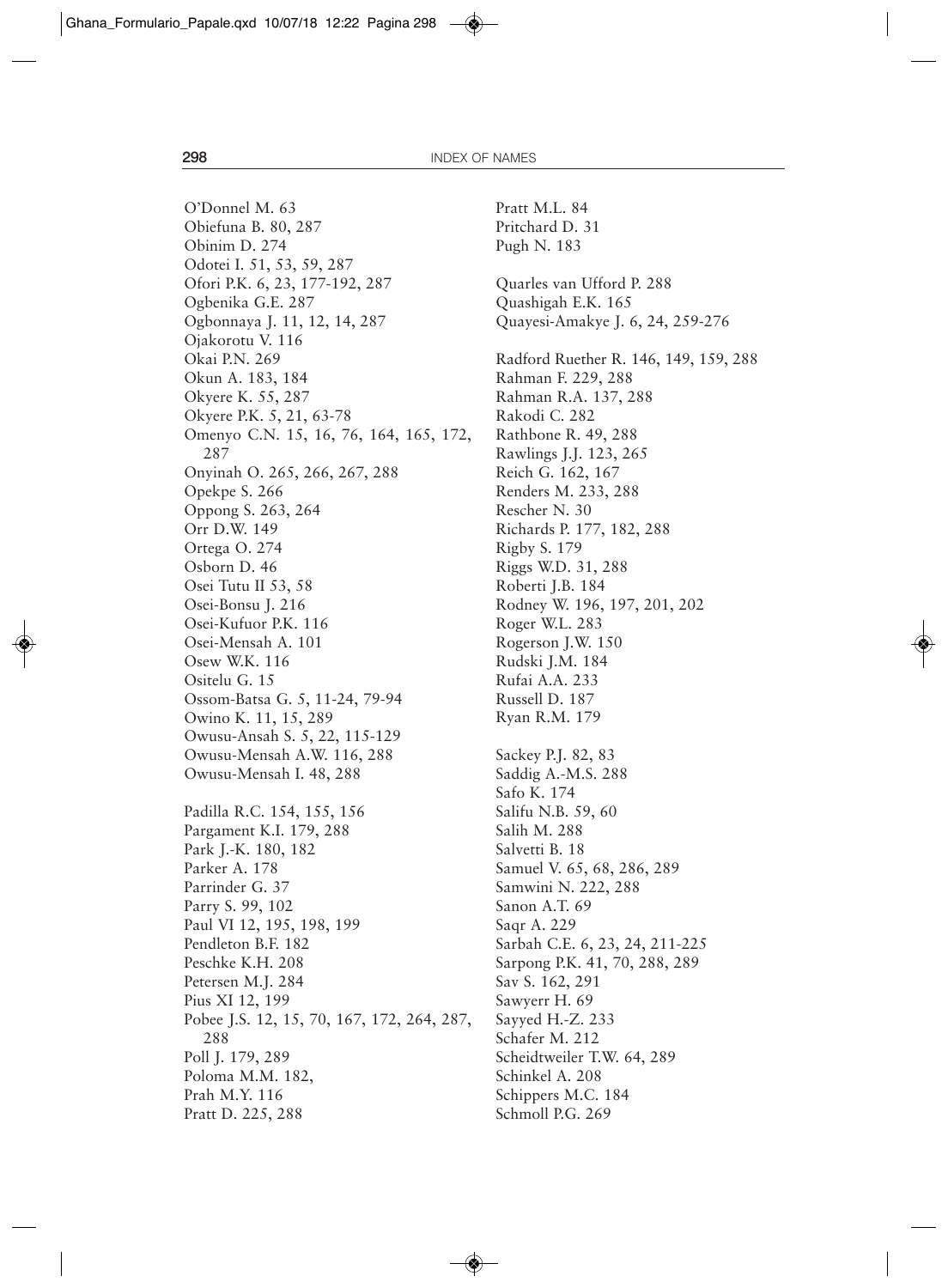O'Donnel M. 63
Obiefuna B. 80, 287
Obinim D. 274
Odotei I. 51, 53, 59, 287
Ofori P.K. 6, 23, 177-192, 287
Ogbenika G.E. 287
Ogbonnaya J. 11, 12, 14, 287
Ojakorotu V. 116
Okai P.N. 269
Okun A. 183, 184
Okyere K. 55, 287
Okyere P.K. 5, 21, 63-78
Omenyo C.N. 15, 16, 76, 164, 165, 172, 287
Onyinah O. 265, 266, 267, 288
Opekpe S. 266
Oppong S. 263, 264
Orr D.W. 149
Ortega O. 274
Osborn D. 46
Osei Tutu II 53, 58
Osei-Bonsu J. 216
Osei-Kufuor P.K. 116
Osei-Mensah A. 101
Osew W.K. 116
Ositelu G. 15
Ossom-Batsa G. 5, 11-24, 79-94
Owino K. 11, 15, 289
Owusu-Ansah S. 5, 22, 115-129
Owusu-Mensah A.W. 116, 288
Owusu-Mensah I. 48, 288

Padilla R.C. 154, 155, 156
Pargament K.I. 179, 288
Park J.-K. 180, 182
Parker A. 178
Parrinder G. 37
Parry S. 99, 102
Paul VI 12, 195, 198, 199
Pendleton B.F. 182
Peschke K.H. 208
Petersen M.J. 284
Pius XI 12, 199
Pobee J.S. 12, 15, 70, 167, 172, 264, 287, 288
Poll J. 179, 289
Poloma M.M. 182,
Prah M.Y. 116
Pratt D. 225, 288
Pratt M.L. 84
Pritchard D. 31
Pugh N. 183

Quarles van Ufford P. 288
Quashigah E.K. 165
Quayesi-Amakye J. 6, 24, 259-276

Radford Ruether R. 146, 149, 159, 288
Rahman F. 229, 288
Rahman R.A. 137, 288
Rakodi C. 282
Rathbone R. 49, 288
Rawlings J.J. 123, 265
Reich G. 162, 167
Renders M. 233, 288
Rescher N. 30
Richards P. 177, 182, 288
Rigby S. 179
Riggs W.D. 31, 288
Roberti J.B. 184
Rodney W. 196, 197, 201, 202
Roger W.L. 283
Rogerson J.W. 150
Rudski J.M. 184
Rufai A.A. 233
Russell D. 187
Ryan R.M. 179

Sackey P.J. 82, 83
Saddig A.-M.S. 288
Safo K. 174
Salifu N.B. 59, 60
Salih M. 288
Salvetti B. 18
Samuel V. 65, 68, 286, 289
Samwini N. 222, 288
Sanon A.T. 69
Saqr A. 229
Sarbah C.E. 6, 23, 24, 211-225
Sarpong P.K. 41, 70, 288, 289
Sav S. 162, 291
Sawyerr H. 69
Sayyed H.-Z. 233
Schafer M. 212
Scheidtweiler T.W. 64, 289
Schinkel A. 208
Schippers M.C. 184
Schmoll P.G. 269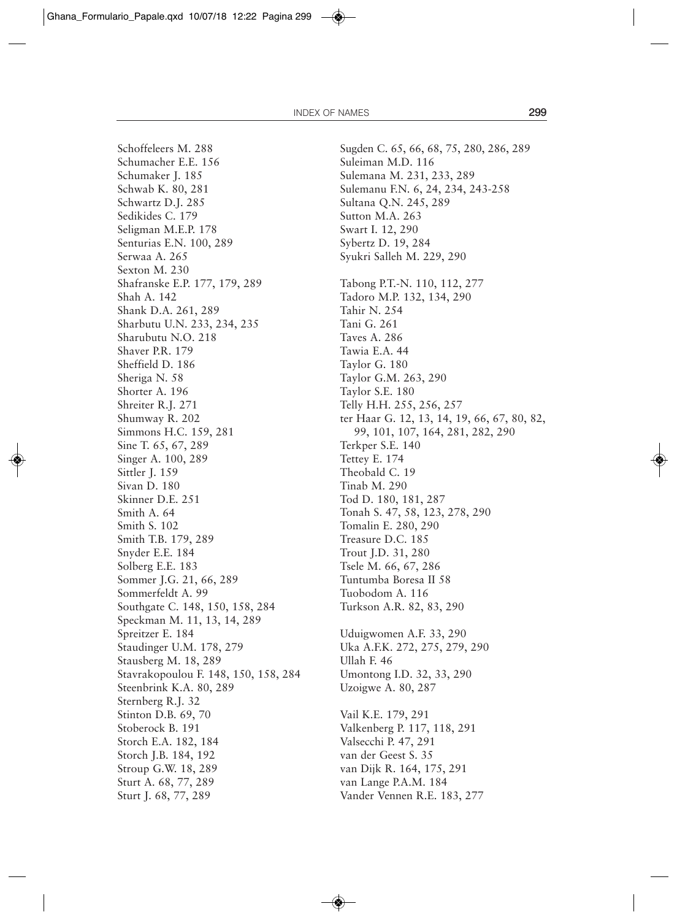Schoffeleers M. 288
Schumacher E.E. 156
Schumaker J. 185
Schwab K. 80, 281
Schwartz D.J. 285
Sedikides C. 179
Seligman M.E.P. 178
Senturias E.N. 100, 289
Serwaa A. 265
Sexton M. 230
Shafranske E.P. 177, 179, 289
Shah A. 142
Shank D.A. 261, 289
Sharbutu U.N. 233, 234, 235
Sharubutu N.O. 218
Shaver P.R. 179
Sheffield D. 186
Sheriga N. 58
Shorter A. 196
Shreiter R.J. 271
Shumway R. 202
Simmons H.C. 159, 281
Sine T. 65, 67, 289
Singer A. 100, 289
Sittler J. 159
Sivan D. 180
Skinner D.E. 251
Smith A. 64
Smith S. 102
Smith T.B. 179, 289
Snyder E.E. 184
Solberg E.E. 183
Sommer J.G. 21, 66, 289
Sommerfeldt A. 99
Southgate C. 148, 150, 158, 284
Speckman M. 11, 13, 14, 289
Spreitzer E. 184
Staudinger U.M. 178, 279
Stausberg M. 18, 289
Stavrakopoulou F. 148, 150, 158, 284
Steenbrink K.A. 80, 289
Sternberg R.J. 32
Stinton D.B. 69, 70
Stoberock B. 191
Storch E.A. 182, 184
Storch J.B. 184, 192
Stroup G.W. 18, 289
Sturt A. 68, 77, 289
Sturt J. 68, 77, 289
Sugden C. 65, 66, 68, 75, 280, 286, 289
Suleiman M.D. 116
Sulemana M. 231, 233, 289
Sulemanu F.N. 6, 24, 234, 243-258
Sultana Q.N. 245, 289
Sutton M.A. 263
Swart I. 12, 290
Sybertz D. 19, 284
Syukri Salleh M. 229, 290

Tabong P.T.-N. 110, 112, 277
Tadoro M.P. 132, 134, 290
Tahir N. 254
Tani G. 261
Taves A. 286
Tawia E.A. 44
Taylor G. 180
Taylor G.M. 263, 290
Taylor S.E. 180
Telly H.H. 255, 256, 257
ter Haar G. 12, 13, 14, 19, 66, 67, 80, 82, 99, 101, 107, 164, 281, 282, 290
Terkper S.E. 140
Tettey E. 174
Theobald C. 19
Tinab M. 290
Tod D. 180, 181, 287
Tonah S. 47, 58, 123, 278, 290
Tomalin E. 280, 290
Treasure D.C. 185
Trout J.D. 31, 280
Tsele M. 66, 67, 286
Tuntumba Boresa II 58
Tuobodom A. 116
Turkson A.R. 82, 83, 290

Uduigwomen A.F. 33, 290
Uka A.F.K. 272, 275, 279, 290
Ullah F. 46
Umontong I.D. 32, 33, 290
Uzoigwe A. 80, 287

Vail K.E. 179, 291
Valkenberg P. 117, 118, 291
Valsecchi P. 47, 291
van der Geest S. 35
van Dijk R. 164, 175, 291
van Lange P.A.M. 184
Vander Vennen R.E. 183, 277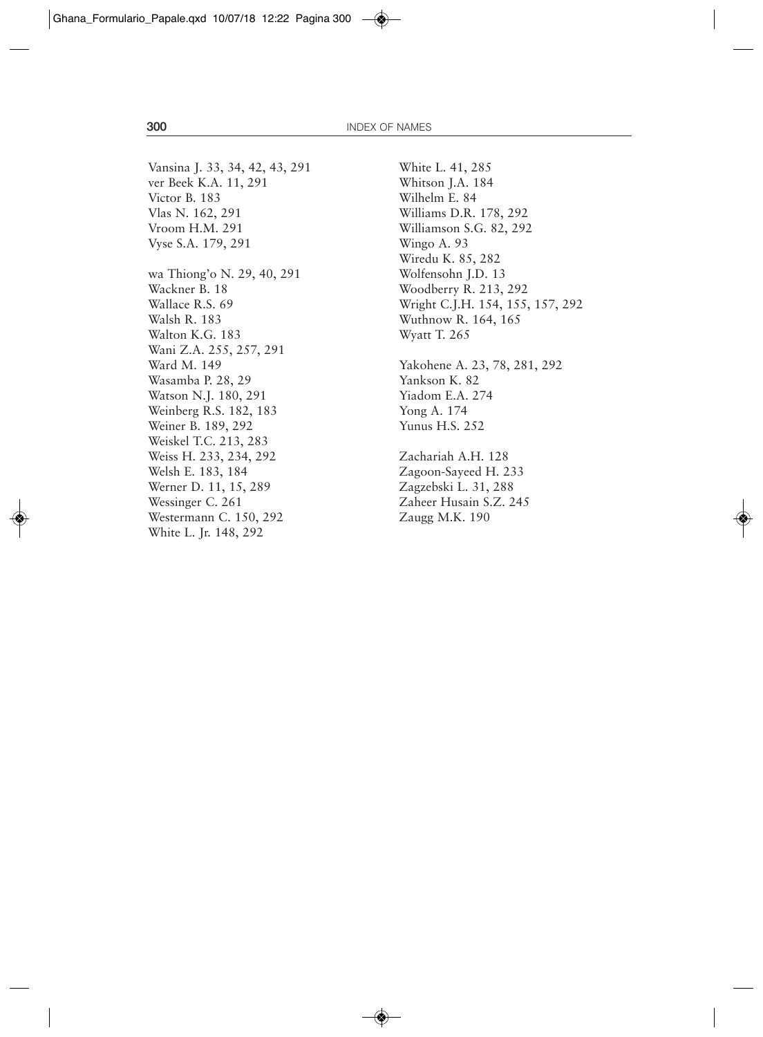Vansina J. 33, 34, 42, 43, 291
ver Beek K.A. 11, 291
Victor B. 183
Vlas N. 162, 291
Vroom H.M. 291
Vyse S.A. 179, 291

wa Thiong'o N. 29, 40, 291
Wackner B. 18
Wallace R.S. 69
Walsh R. 183
Walton K.G. 183
Wani Z.A. 255, 257, 291
Ward M. 149
Wasamba P. 28, 29
Watson N.J. 180, 291
Weinberg R.S. 182, 183
Weiner B. 189, 292
Weiskel T.C. 213, 283
Weiss H. 233, 234, 292
Welsh E. 183, 184
Werner D. 11, 15, 289
Wessinger C. 261
Westermann C. 150, 292
White L. Jr. 148, 292
White L. 41, 285
Whitson J.A. 184
Wilhelm E. 84
Williams D.R. 178, 292
Williamson S.G. 82, 292
Wingo A. 93
Wiredu K. 85, 282
Wolfensohn J.D. 13
Woodberry R. 213, 292
Wright C.J.H. 154, 155, 157, 292
Wuthnow R. 164, 165
Wyatt T. 265

Yakohene A. 23, 78, 281, 292
Yankson K. 82
Yiadom E.A. 274
Yong A. 174
Yunus H.S. 252

Zachariah A.H. 128
Zagoon-Sayeed H. 233
Zagzebski L. 31, 288
Zaheer Husain S.Z. 245
Zaugg M.K. 190